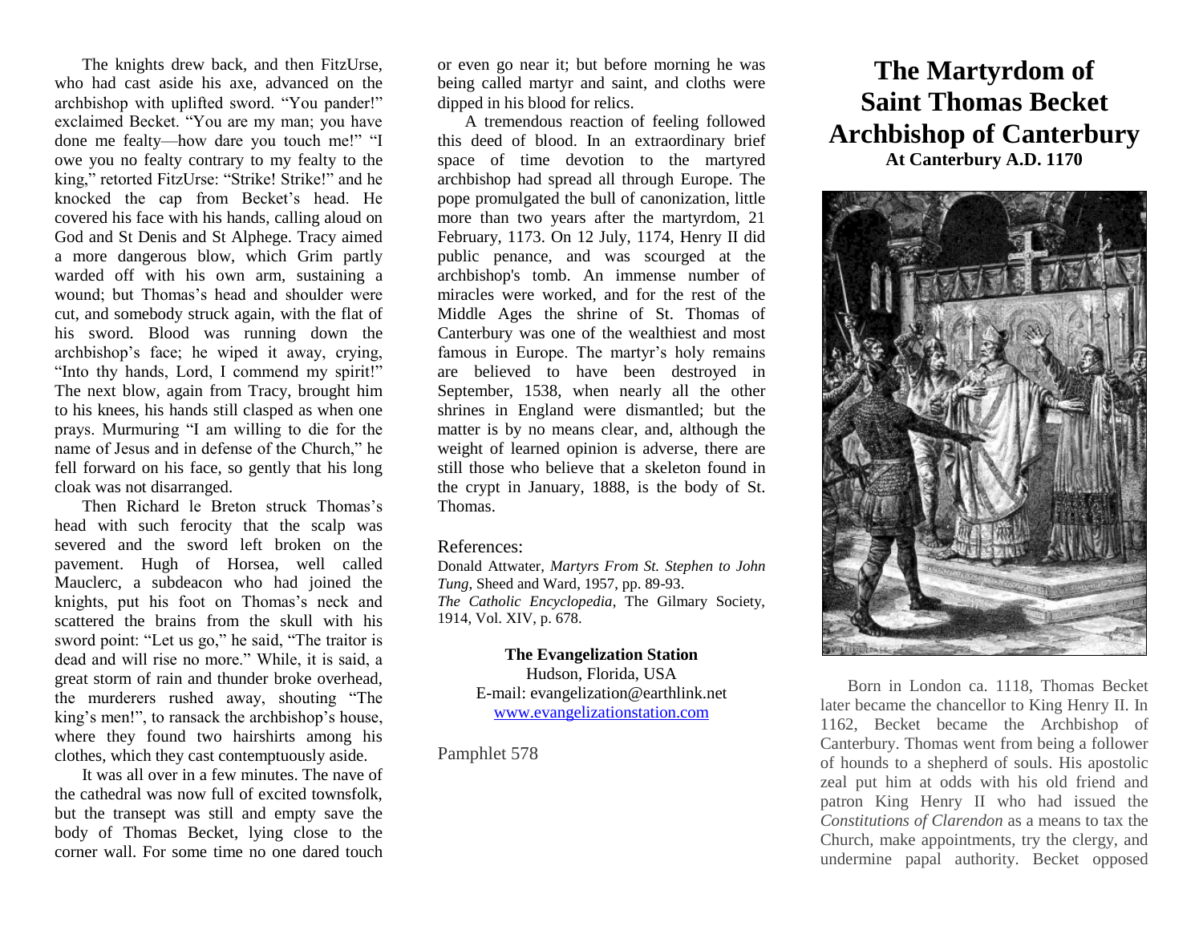# The Martyrdom of Saint Thomas Becket Archbishop of Canterbury

**At Canterbury A.D. 1170**

Born in London ca. 1118, Thomas Becket later became the chancellor to King Henry II. In 1162, Becket became the Archbishop of Canterbury. Thomas went from being a follower of hounds to a shepherd of souls. His apostolic zeal put him at odds with his old friend and patron King Henry II who had issued the *Constitutions of Clarendon* as a means to tax the Church, make appointments, try the clergy, and undermine papal authority. Becket opposed

The knights drew back, and then FitzUrse, who had cast aside his axe, advanced on the archbishop with uplifted sword. "You pander!" exclaimed Becket. "You are my man; you have done me fealty—how dare you touch me!" "I owe you no fealty contrary to my fealty to the king," retorted FitzUrse: "Strike! Strike!" and he knocked the cap from Becket's head. He covered his face with his hands, calling aloud on God and St Denis and St Alphege. Tracy aimed a more dangerous blow, which Grim partly warded off with his own arm, sustaining a wound; but Thomas's head and shoulder were cut, and somebody struck again, with the flat of his sword. Blood was running down the archbishop's face; he wiped it away, crying, "Into thy hands, Lord, I commend my spirit!" The next blow, again from Tracy, brought him to his knees, his hands still clasped as when one prays. Murmuring "I am willing to die for the name of Jesus and in defense of the Church," he fell forward on his face, so gently that his long cloak was not disarranged.

Then Richard le Breton struck Thomas's head with such ferocity that the scalp was severed and the sword left broken on the pavement. Hugh of Horsea, well called Mauclerc, a subdeacon who had joined the knights, put his foot on Thomas's neck and scattered the brains from the skull with his sword point: "Let us go," he said, "The traitor is dead and will rise no more." While, it is said, a great storm of rain and thunder broke overhead, the murderers rushed away, shouting "The king's men!", to ransack the archbishop's house, where they found two hairshirts among his clothes, which they cast contemptuously aside.

It was all over in a few minutes. The nave of the cathedral was now full of excited townsfolk, but the transept was still and empty save the body of Thomas Becket, lying close to the corner wall. For some time no one dared touch or even go near it; but before morning he was being called martyr and saint, and cloths were dipped in his blood for relics.

A tremendous reaction of feeling followed this deed of blood. In an extraordinary brief space of time devotion to the martyred archbishop had spread all through Europe. The pope promulgated the bull of canonization, little more than two years after the martyrdom, 21 February, 1173. On 12 July, 1174, Henry II did public penance, and was scourged at the archbishop's tomb. An immense number of miracles were worked, and for the rest of the Middle Ages the shrine of St. Thomas of Canterbury was one of the wealthiest and most famous in Europe. The martyr's holy remains are believed to have been destroyed in September, 1538, when nearly all the other shrines in England were dismantled; but the matter is by no means clear, and, although the weight of learned opinion is adverse, there are still those who believe that a skeleton found in the crypt in January, 1888, is the body of St. Thomas.

## References:

Donald Attwater, *Martyrs From St. Stephen to John Tung*, Sheed and Ward, 1957, pp. 89-93.
*The Catholic Encyclopedia*, The Gilmary Society, 1914, Vol. XIV, p. 678.

**The Evangelization Station**
Hudson, Florida, USA
E-mail: evangelization@earthlink.net
www.evangelizationstation.com

Pamphlet 578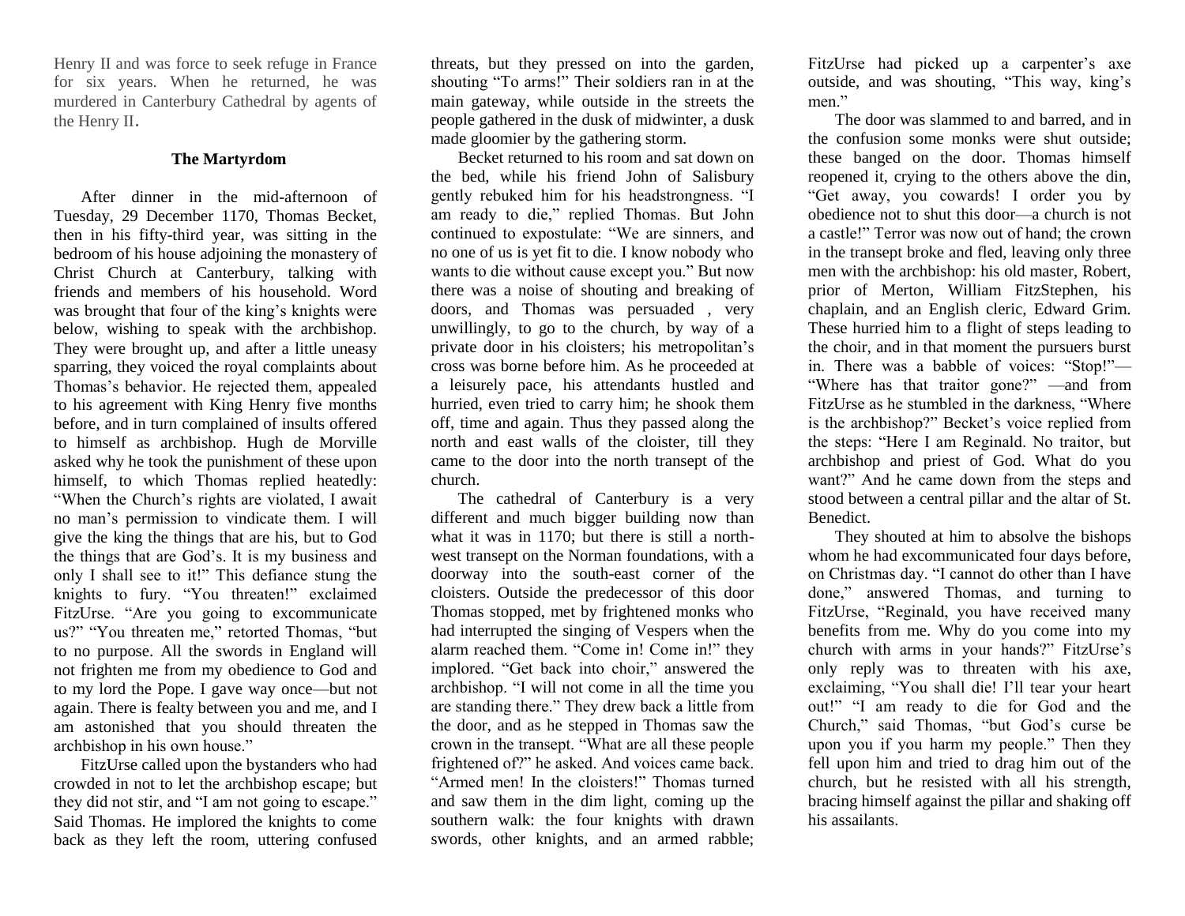Henry II and was force to seek refuge in France for six years. When he returned, he was murdered in Canterbury Cathedral by agents of the Henry II.

### The Martyrdom

After dinner in the mid-afternoon of Tuesday, 29 December 1170, Thomas Becket, then in his fifty-third year, was sitting in the bedroom of his house adjoining the monastery of Christ Church at Canterbury, talking with friends and members of his household. Word was brought that four of the king's knights were below, wishing to speak with the archbishop. They were brought up, and after a little uneasy sparring, they voiced the royal complaints about Thomas's behavior. He rejected them, appealed to his agreement with King Henry five months before, and in turn complained of insults offered to himself as archbishop. Hugh de Morville asked why he took the punishment of these upon himself, to which Thomas replied heatedly: "When the Church's rights are violated, I await no man's permission to vindicate them. I will give the king the things that are his, but to God the things that are God's. It is my business and only I shall see to it!" This defiance stung the knights to fury. "You threaten!" exclaimed FitzUrse. "Are you going to excommunicate us?" "You threaten me," retorted Thomas, "but to no purpose. All the swords in England will not frighten me from my obedience to God and to my lord the Pope. I gave way once—but not again. There is fealty between you and me, and I am astonished that you should threaten the archbishop in his own house."

FitzUrse called upon the bystanders who had crowded in not to let the archbishop escape; but they did not stir, and "I am not going to escape." Said Thomas. He implored the knights to come back as they left the room, uttering confused threats, but they pressed on into the garden, shouting "To arms!" Their soldiers ran in at the main gateway, while outside in the streets the people gathered in the dusk of midwinter, a dusk made gloomier by the gathering storm.

Becket returned to his room and sat down on the bed, while his friend John of Salisbury gently rebuked him for his headstrongness. "I am ready to die," replied Thomas. But John continued to expostulate: "We are sinners, and no one of us is yet fit to die. I know nobody who wants to die without cause except you." But now there was a noise of shouting and breaking of doors, and Thomas was persuaded , very unwillingly, to go to the church, by way of a private door in his cloisters; his metropolitan's cross was borne before him. As he proceeded at a leisurely pace, his attendants hustled and hurried, even tried to carry him; he shook them off, time and again. Thus they passed along the north and east walls of the cloister, till they came to the door into the north transept of the church.

The cathedral of Canterbury is a very different and much bigger building now than what it was in 1170; but there is still a north-west transept on the Norman foundations, with a doorway into the south-east corner of the cloisters. Outside the predecessor of this door Thomas stopped, met by frightened monks who had interrupted the singing of Vespers when the alarm reached them. "Come in! Come in!" they implored. "Get back into choir," answered the archbishop. "I will not come in all the time you are standing there." They drew back a little from the door, and as he stepped in Thomas saw the crown in the transept. "What are all these people frightened of?" he asked. And voices came back. "Armed men! In the cloisters!" Thomas turned and saw them in the dim light, coming up the southern walk: the four knights with drawn swords, other knights, and an armed rabble; FitzUrse had picked up a carpenter's axe outside, and was shouting, "This way, king's men."

The door was slammed to and barred, and in the confusion some monks were shut outside; these banged on the door. Thomas himself reopened it, crying to the others above the din, "Get away, you cowards! I order you by obedience not to shut this door—a church is not a castle!" Terror was now out of hand; the crown in the transept broke and fled, leaving only three men with the archbishop: his old master, Robert, prior of Merton, William FitzStephen, his chaplain, and an English cleric, Edward Grim. These hurried him to a flight of steps leading to the choir, and in that moment the pursuers burst in. There was a babble of voices: "Stop!"—"Where has that traitor gone?" —and from FitzUrse as he stumbled in the darkness, "Where is the archbishop?" Becket's voice replied from the steps: "Here I am Reginald. No traitor, but archbishop and priest of God. What do you want?" And he came down from the steps and stood between a central pillar and the altar of St. Benedict.

They shouted at him to absolve the bishops whom he had excommunicated four days before, on Christmas day. "I cannot do other than I have done," answered Thomas, and turning to FitzUrse, "Reginald, you have received many benefits from me. Why do you come into my church with arms in your hands?" FitzUrse's only reply was to threaten with his axe, exclaiming, "You shall die! I'll tear your heart out!" "I am ready to die for God and the Church," said Thomas, "but God's curse be upon you if you harm my people." Then they fell upon him and tried to drag him out of the church, but he resisted with all his strength, bracing himself against the pillar and shaking off his assailants.